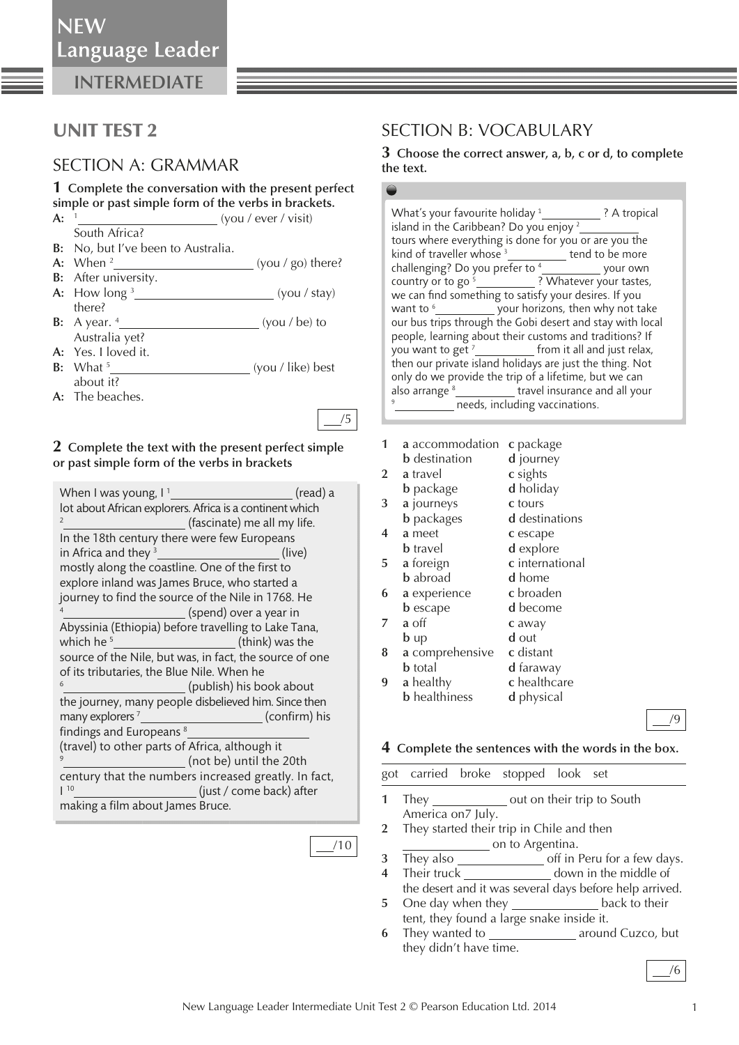# UNIT TEST 2

## SECTION A: GRAMMAR

**1 Complete the conversation with the present perfect simple or past simple form of the verbs in brackets.**

**A:** [1] ____________________ (you / ever / visit) South Africa?
**B:** No, but I've been to Australia.
**A:** When [2] ____________________ (you / go) there?
**B:** After university.
**A:** How long [3] ____________________ (you / stay) there?
**B:** A year. [4] ____________________ (you / be) to Australia yet?
**A:** Yes. I loved it.
**B:** What [5] ____________________ (you / like) best about it?
**A:** The beaches.

___/5

**2 Complete the text with the present perfect simple or past simple form of the verbs in brackets**

When I was young, I [1] ____________________ (read) a lot about African explorers. Africa is a continent which [2] ____________________ (fascinate) me all my life. In the 18th century there were few Europeans in Africa and they [3] ____________________ (live) mostly along the coastline. One of the first to explore inland was James Bruce, who started a journey to find the source of the Nile in 1768. He [4] ____________________ (spend) over a year in Abyssinia (Ethiopia) before travelling to Lake Tana, which he [5] ____________________ (think) was the source of the Nile, but was, in fact, the source of one of its tributaries, the Blue Nile. When he [6] ____________________ (publish) his book about the journey, many people disbelieved him. Since then many explorers [7] ____________________ (confirm) his findings and Europeans [8] ____________________ (travel) to other parts of Africa, although it [9] ____________________ (not be) until the 20th century that the numbers increased greatly. In fact, I [10] ____________________ (just / come back) after making a film about James Bruce.

___/10

## SECTION B: VOCABULARY

**3 Choose the correct answer, a, b, c or d, to complete the text.**

What's your favourite holiday [1] __________ ? A tropical island in the Caribbean? Do you enjoy [2] __________ tours where everything is done for you or are you the kind of traveller whose [3] __________ tend to be more challenging? Do you prefer to [4] __________ your own country or to go [5] __________ ? Whatever your tastes, we can find something to satisfy your desires. If you want to [6] __________ your horizons, then why not take our bus trips through the Gobi desert and stay with local people, learning about their customs and traditions? If you want to get [7] __________ from it all and just relax, then our private island holidays are just the thing. Not only do we provide the trip of a lifetime, but we can also arrange [8] __________ travel insurance and all your [9] __________ needs, including vaccinations.

1 **a** accommodation **b** destination **c** package **d** journey
2 **a** travel **b** package **c** sights **d** holiday
3 **a** journeys **b** packages **c** tours **d** destinations
4 **a** meet **b** travel **c** escape **d** explore
5 **a** foreign **b** abroad **c** international **d** home
6 **a** experience **b** escape **c** broaden **d** become
7 **a** off **b** up **c** away **d** out
8 **a** comprehensive **b** total **c** distant **d** faraway
9 **a** healthy **b** healthiness **c** healthcare **d** physical

___/9

**4 Complete the sentences with the words in the box.**

got carried broke stopped look set

1 They __________ out on their trip to South America on7 July.
2 They started their trip in Chile and then __________ on to Argentina.
3 They also __________ off in Peru for a few days.
4 Their truck __________ down in the middle of the desert and it was several days before help arrived.
5 One day when they __________ back to their tent, they found a large snake inside it.
6 They wanted to __________ around Cuzco, but they didn't have time.

___/6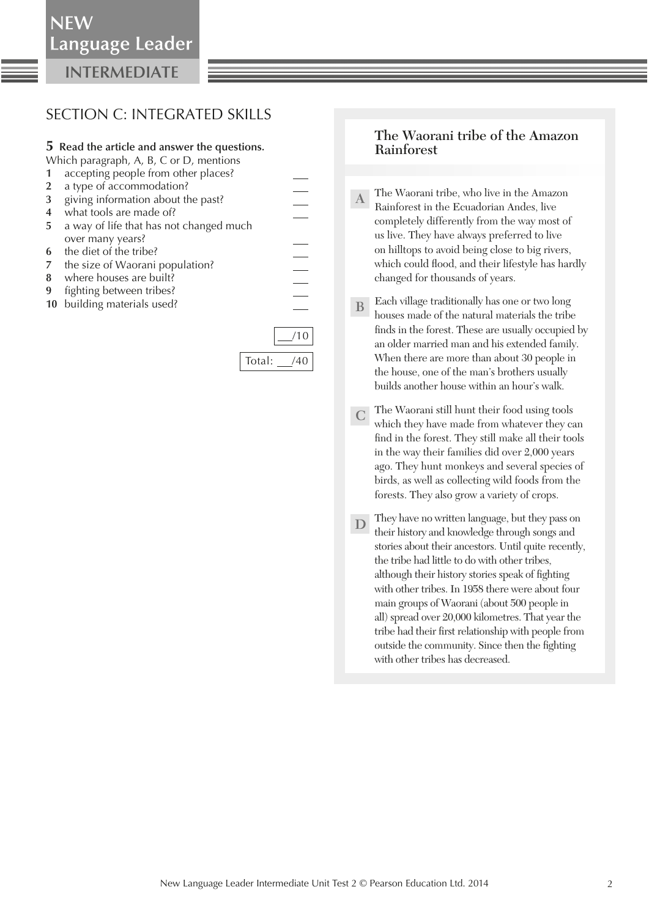## SECTION C: INTEGRATED SKILLS

**5 Read the article and answer the questions.**

Which paragraph, A, B, C or D, mentions

1. accepting people from other places? ___
2. a type of accommodation? ___
3. giving information about the past? ___
4. what tools are made of? ___
5. a way of life that has not changed much over many years? ___
6. the diet of the tribe? ___
7. the size of Waorani population? ___
8. where houses are built? ___
9. fighting between tribes? ___
10. building materials used? ___

___/10

Total: ___/40

### The Waorani tribe of the Amazon Rainforest

**A** The Waorani tribe, who live in the Amazon Rainforest in the Ecuadorian Andes, live completely differently from the way most of us live. They have always preferred to live on hilltops to avoid being close to big rivers, which could flood, and their lifestyle has hardly changed for thousands of years.

**B** Each village traditionally has one or two long houses made of the natural materials the tribe finds in the forest. These are usually occupied by an older married man and his extended family. When there are more than about 30 people in the house, one of the man's brothers usually builds another house within an hour's walk.

**C** The Waorani still hunt their food using tools which they have made from whatever they can find in the forest. They still make all their tools in the way their families did over 2,000 years ago. They hunt monkeys and several species of birds, as well as collecting wild foods from the forests. They also grow a variety of crops.

**D** They have no written language, but they pass on their history and knowledge through songs and stories about their ancestors. Until quite recently, the tribe had little to do with other tribes, although their history stories speak of fighting with other tribes. In 1958 there were about four main groups of Waorani (about 500 people in all) spread over 20,000 kilometres. That year the tribe had their first relationship with people from outside the community. Since then the fighting with other tribes has decreased.